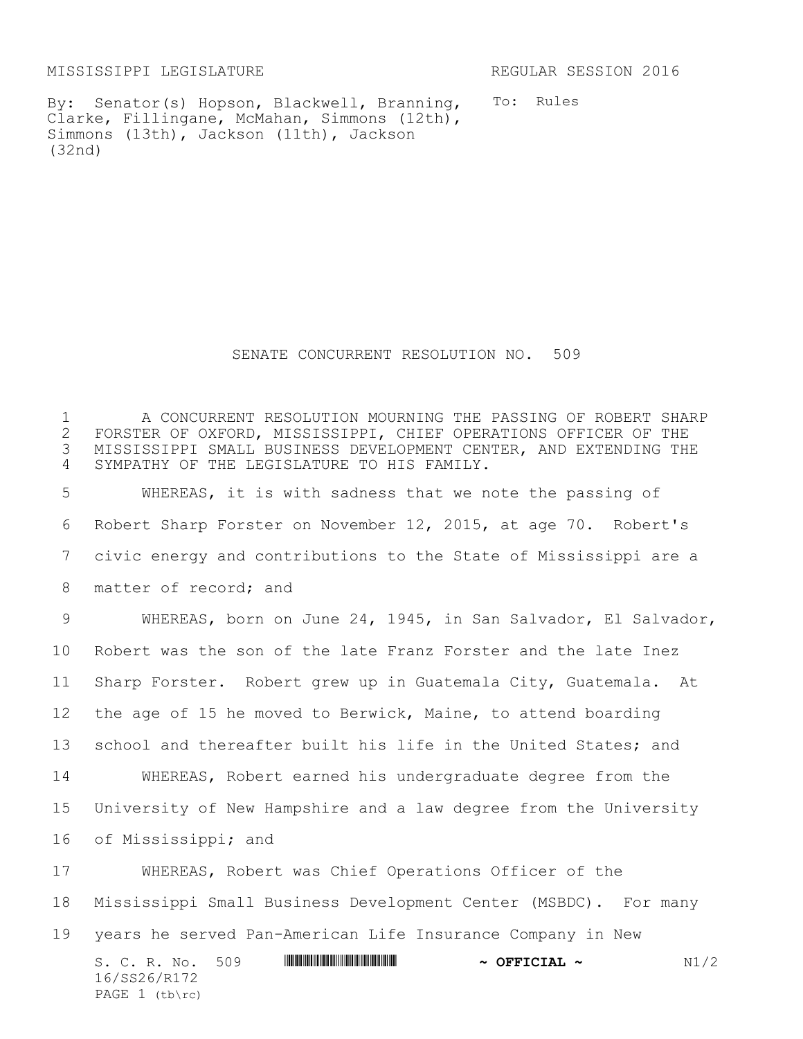MISSISSIPPI LEGISLATURE REGULAR SESSION 2016

By: Senator(s) Hopson, Blackwell, Branning, Clarke, Fillingane, McMahan, Simmons (12th), Simmons (13th), Jackson (11th), Jackson (32nd)

To: Rules

# SENATE CONCURRENT RESOLUTION NO. 509

A CONCURRENT RESOLUTION MOURNING THE PASSING OF ROBERT SHARP FORSTER OF OXFORD, MISSISSIPPI, CHIEF OPERATIONS OFFICER OF THE MISSISSIPPI SMALL BUSINESS DEVELOPMENT CENTER, AND EXTENDING THE SYMPATHY OF THE LEGISLATURE TO HIS FAMILY.

WHEREAS, it is with sadness that we note the passing of Robert Sharp Forster on November 12, 2015, at age 70. Robert's civic energy and contributions to the State of Mississippi are a matter of record; and

WHEREAS, born on June 24, 1945, in San Salvador, El Salvador, Robert was the son of the late Franz Forster and the late Inez Sharp Forster. Robert grew up in Guatemala City, Guatemala. At the age of 15 he moved to Berwick, Maine, to attend boarding school and thereafter built his life in the United States; and

WHEREAS, Robert earned his undergraduate degree from the University of New Hampshire and a law degree from the University of Mississippi; and

WHEREAS, Robert was Chief Operations Officer of the Mississippi Small Business Development Center (MSBDC). For many years he served Pan-American Life Insurance Company in New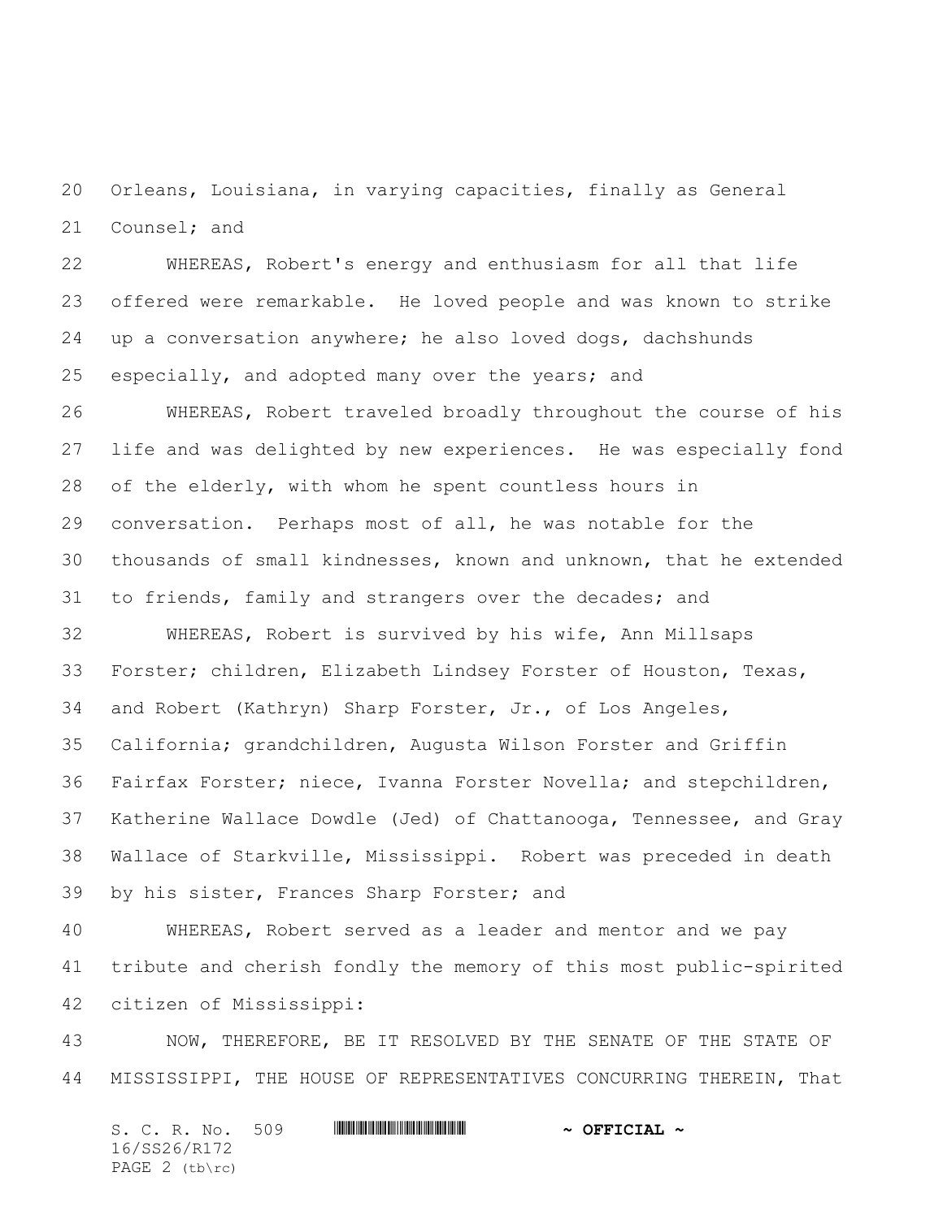Orleans, Louisiana, in varying capacities, finally as General Counsel; and

WHEREAS, Robert's energy and enthusiasm for all that life offered were remarkable. He loved people and was known to strike up a conversation anywhere; he also loved dogs, dachshunds especially, and adopted many over the years; and

WHEREAS, Robert traveled broadly throughout the course of his life and was delighted by new experiences. He was especially fond of the elderly, with whom he spent countless hours in conversation. Perhaps most of all, he was notable for the thousands of small kindnesses, known and unknown, that he extended to friends, family and strangers over the decades; and

WHEREAS, Robert is survived by his wife, Ann Millsaps Forster; children, Elizabeth Lindsey Forster of Houston, Texas, and Robert (Kathryn) Sharp Forster, Jr., of Los Angeles, California; grandchildren, Augusta Wilson Forster and Griffin Fairfax Forster; niece, Ivanna Forster Novella; and stepchildren, Katherine Wallace Dowdle (Jed) of Chattanooga, Tennessee, and Gray Wallace of Starkville, Mississippi. Robert was preceded in death by his sister, Frances Sharp Forster; and

WHEREAS, Robert served as a leader and mentor and we pay tribute and cherish fondly the memory of this most public-spirited citizen of Mississippi:

NOW, THEREFORE, BE IT RESOLVED BY THE SENATE OF THE STATE OF MISSISSIPPI, THE HOUSE OF REPRESENTATIVES CONCURRING THEREIN, That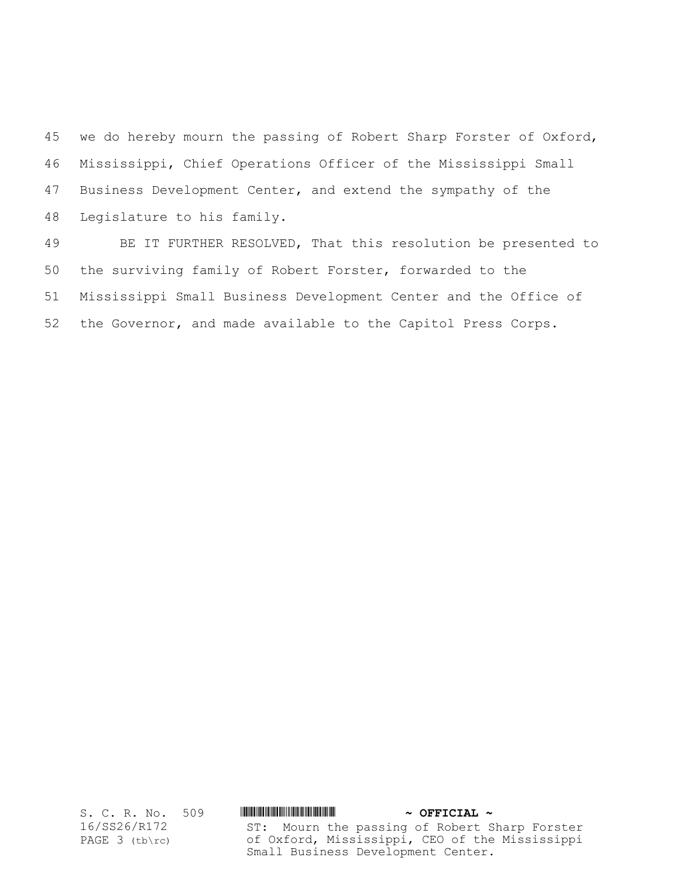we do hereby mourn the passing of Robert Sharp Forster of Oxford, Mississippi, Chief Operations Officer of the Mississippi Small Business Development Center, and extend the sympathy of the Legislature to his family.

BE IT FURTHER RESOLVED, That this resolution be presented to the surviving family of Robert Forster, forwarded to the Mississippi Small Business Development Center and the Office of the Governor, and made available to the Capitol Press Corps.